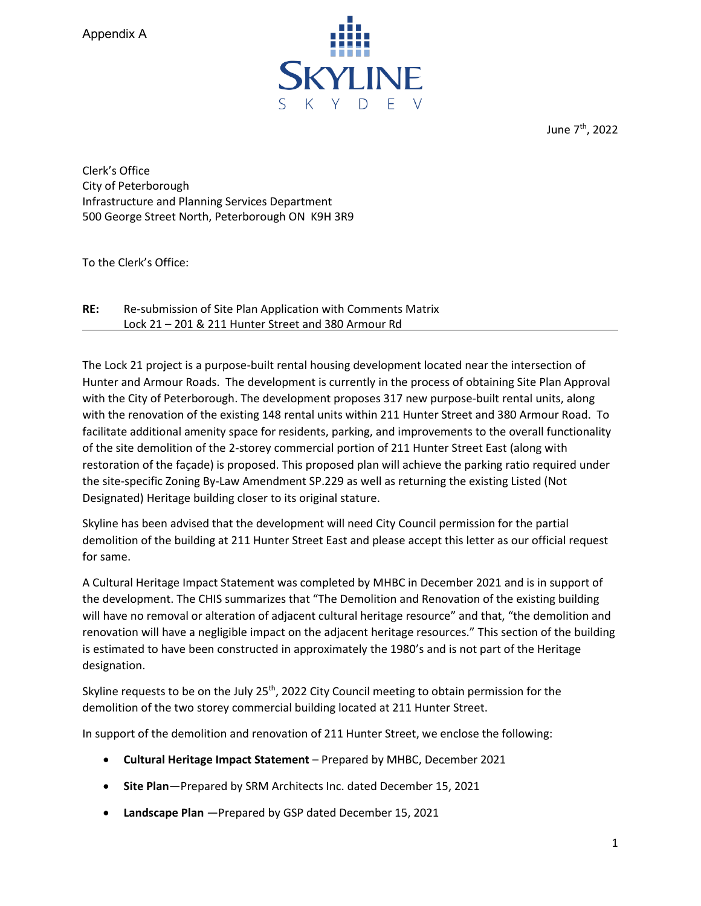Appendix A

SKYLINE

S K Y D E V

June 7th, 2022

Clerk's Office
City of Peterborough
Infrastructure and Planning Services Department
500 George Street North, Peterborough ON K9H 3R9

To the Clerk's Office:

**RE:** Re-submission of Site Plan Application with Comments Matrix
Lock 21 – 201 & 211 Hunter Street and 380 Armour Rd

The Lock 21 project is a purpose-built rental housing development located near the intersection of Hunter and Armour Roads. The development is currently in the process of obtaining Site Plan Approval with the City of Peterborough. The development proposes 317 new purpose-built rental units, along with the renovation of the existing 148 rental units within 211 Hunter Street and 380 Armour Road. To facilitate additional amenity space for residents, parking, and improvements to the overall functionality of the site demolition of the 2-storey commercial portion of 211 Hunter Street East (along with restoration of the façade) is proposed. This proposed plan will achieve the parking ratio required under the site-specific Zoning By-Law Amendment SP.229 as well as returning the existing Listed (Not Designated) Heritage building closer to its original stature.

Skyline has been advised that the development will need City Council permission for the partial demolition of the building at 211 Hunter Street East and please accept this letter as our official request for same.

A Cultural Heritage Impact Statement was completed by MHBC in December 2021 and is in support of the development. The CHIS summarizes that "The Demolition and Renovation of the existing building will have no removal or alteration of adjacent cultural heritage resource" and that, "the demolition and renovation will have a negligible impact on the adjacent heritage resources." This section of the building is estimated to have been constructed in approximately the 1980's and is not part of the Heritage designation.

Skyline requests to be on the July 25th, 2022 City Council meeting to obtain permission for the demolition of the two storey commercial building located at 211 Hunter Street.

In support of the demolition and renovation of 211 Hunter Street, we enclose the following:

- **Cultural Heritage Impact Statement** – Prepared by MHBC, December 2021
- **Site Plan**—Prepared by SRM Architects Inc. dated December 15, 2021
- **Landscape Plan** —Prepared by GSP dated December 15, 2021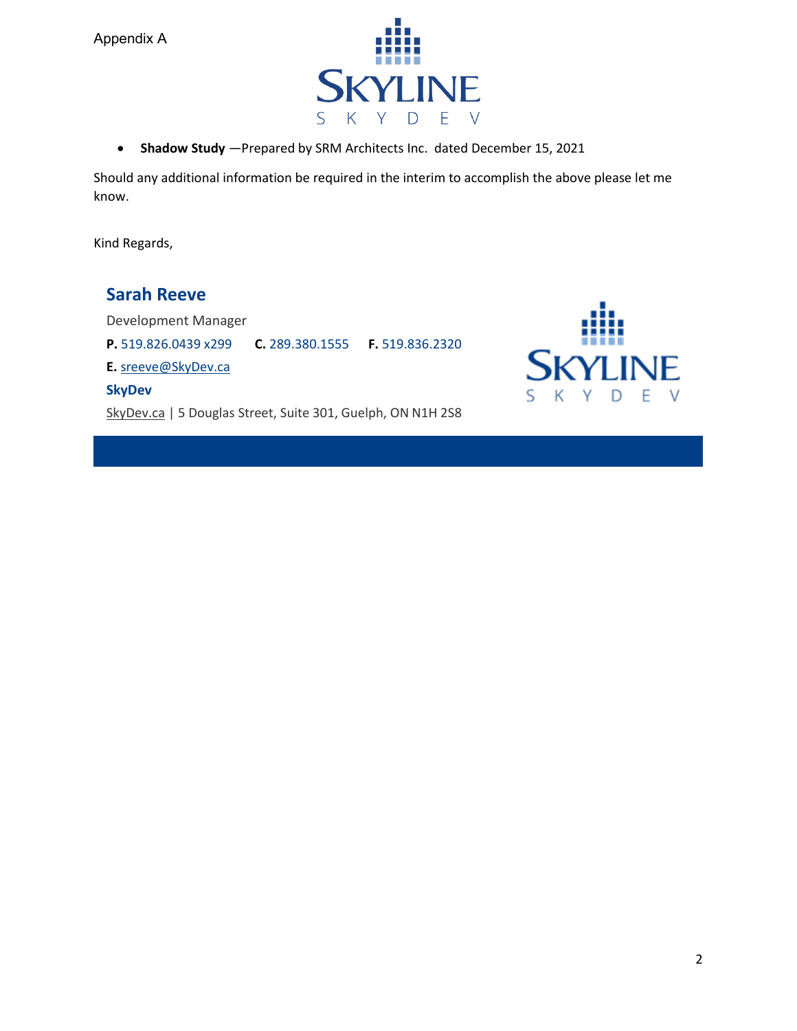Appendix A

- **Shadow Study** —Prepared by SRM Architects Inc. dated December 15, 2021

Should any additional information be required in the interim to accomplish the above please let me know.

Kind Regards,

**Sarah Reeve**

Development Manager

**P.** 519.826.0439 x299 **C.** 289.380.1555 **F.** 519.836.2320

**E.** sreeve@SkyDev.ca

**SkyDev**

SkyDev.ca | 5 Douglas Street, Suite 301, Guelph, ON N1H 2S8